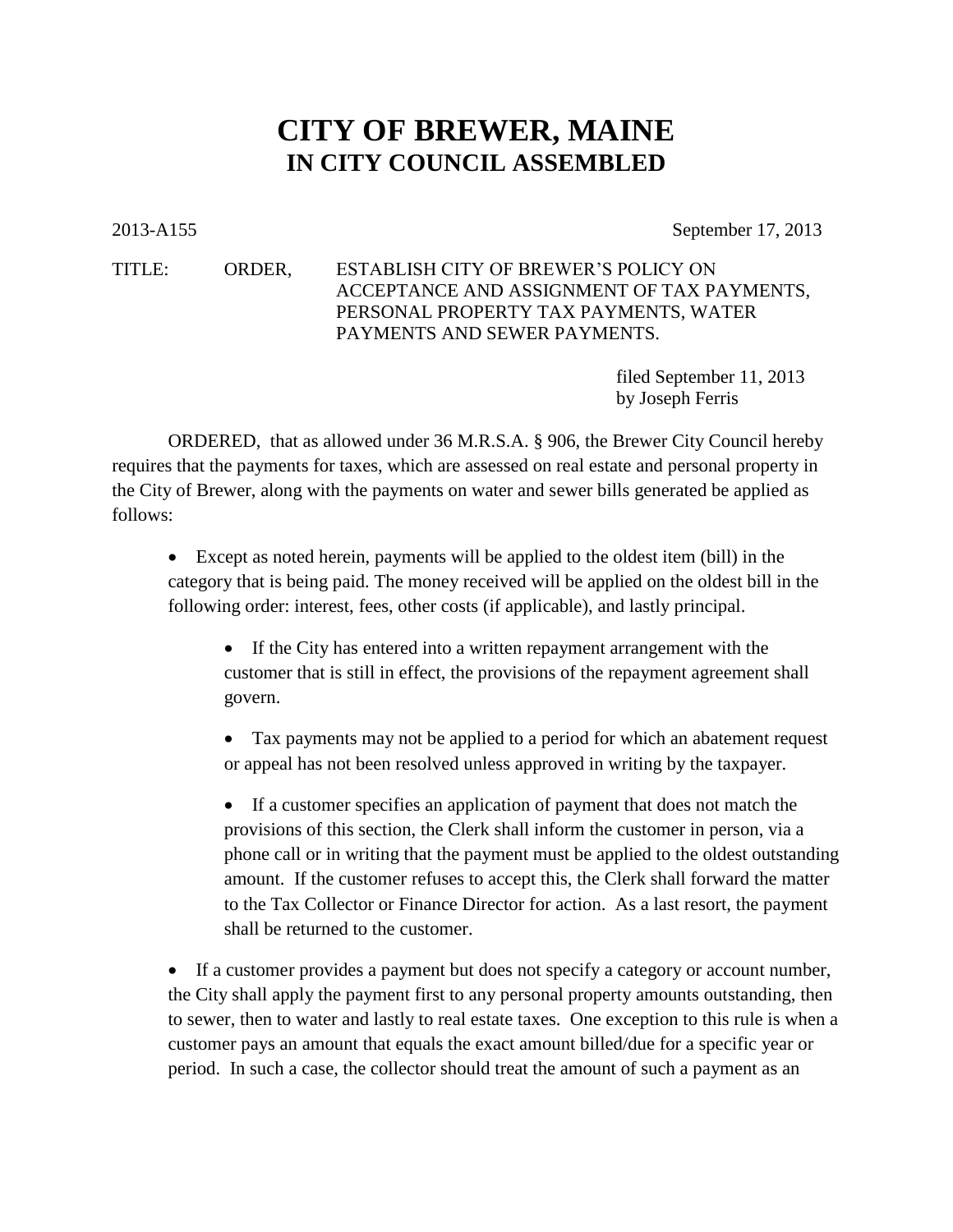# CITY OF BREWER, MAINE
## IN CITY COUNCIL ASSEMBLED

2013-A155 September 17, 2013

TITLE: ORDER, ESTABLISH CITY OF BREWER'S POLICY ON ACCEPTANCE AND ASSIGNMENT OF TAX PAYMENTS, PERSONAL PROPERTY TAX PAYMENTS, WATER PAYMENTS AND SEWER PAYMENTS.

filed September 11, 2013
by Joseph Ferris

ORDERED, that as allowed under 36 M.R.S.A. § 906, the Brewer City Council hereby requires that the payments for taxes, which are assessed on real estate and personal property in the City of Brewer, along with the payments on water and sewer bills generated be applied as follows:

- Except as noted herein, payments will be applied to the oldest item (bill) in the category that is being paid. The money received will be applied on the oldest bill in the following order: interest, fees, other costs (if applicable), and lastly principal.
  - If the City has entered into a written repayment arrangement with the customer that is still in effect, the provisions of the repayment agreement shall govern.
  - Tax payments may not be applied to a period for which an abatement request or appeal has not been resolved unless approved in writing by the taxpayer.
  - If a customer specifies an application of payment that does not match the provisions of this section, the Clerk shall inform the customer in person, via a phone call or in writing that the payment must be applied to the oldest outstanding amount. If the customer refuses to accept this, the Clerk shall forward the matter to the Tax Collector or Finance Director for action. As a last resort, the payment shall be returned to the customer.
- If a customer provides a payment but does not specify a category or account number, the City shall apply the payment first to any personal property amounts outstanding, then to sewer, then to water and lastly to real estate taxes. One exception to this rule is when a customer pays an amount that equals the exact amount billed/due for a specific year or period. In such a case, the collector should treat the amount of such a payment as an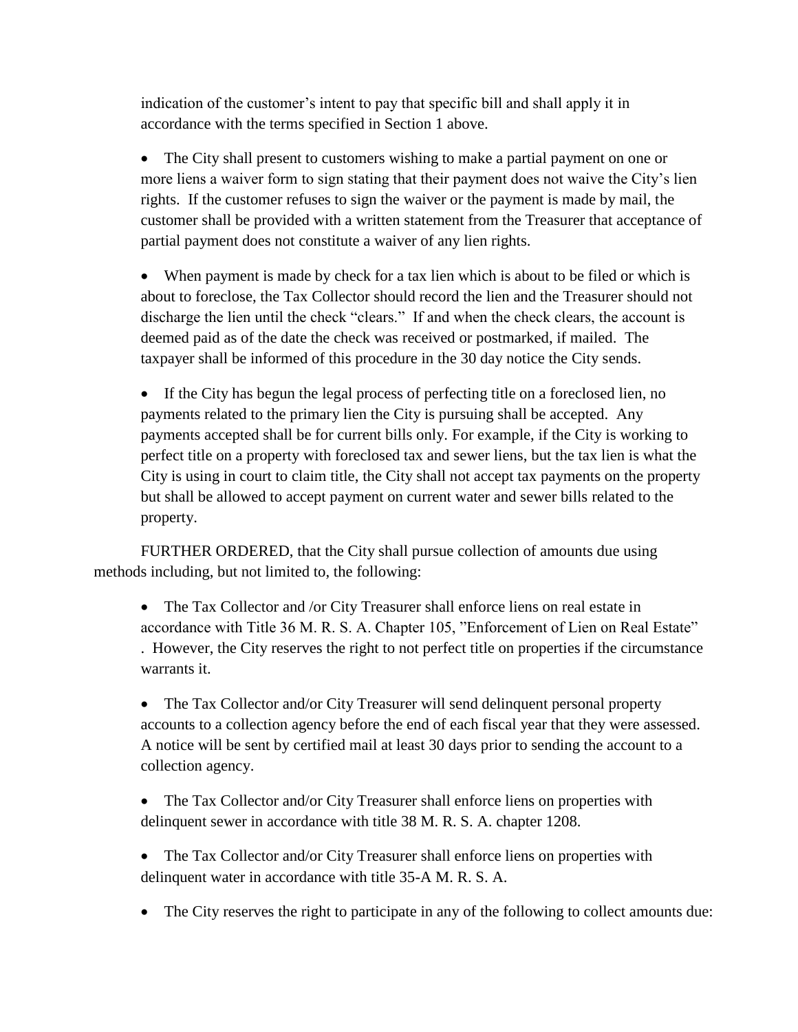indication of the customer's intent to pay that specific bill and shall apply it in accordance with the terms specified in Section 1 above.

- The City shall present to customers wishing to make a partial payment on one or more liens a waiver form to sign stating that their payment does not waive the City's lien rights. If the customer refuses to sign the waiver or the payment is made by mail, the customer shall be provided with a written statement from the Treasurer that acceptance of partial payment does not constitute a waiver of any lien rights.

- When payment is made by check for a tax lien which is about to be filed or which is about to foreclose, the Tax Collector should record the lien and the Treasurer should not discharge the lien until the check "clears." If and when the check clears, the account is deemed paid as of the date the check was received or postmarked, if mailed. The taxpayer shall be informed of this procedure in the 30 day notice the City sends.

- If the City has begun the legal process of perfecting title on a foreclosed lien, no payments related to the primary lien the City is pursuing shall be accepted. Any payments accepted shall be for current bills only. For example, if the City is working to perfect title on a property with foreclosed tax and sewer liens, but the tax lien is what the City is using in court to claim title, the City shall not accept tax payments on the property but shall be allowed to accept payment on current water and sewer bills related to the property.

FURTHER ORDERED, that the City shall pursue collection of amounts due using methods including, but not limited to, the following:

- The Tax Collector and /or City Treasurer shall enforce liens on real estate in accordance with Title 36 M. R. S. A. Chapter 105, "Enforcement of Lien on Real Estate" . However, the City reserves the right to not perfect title on properties if the circumstance warrants it.

- The Tax Collector and/or City Treasurer will send delinquent personal property accounts to a collection agency before the end of each fiscal year that they were assessed. A notice will be sent by certified mail at least 30 days prior to sending the account to a collection agency.

- The Tax Collector and/or City Treasurer shall enforce liens on properties with delinquent sewer in accordance with title 38 M. R. S. A. chapter 1208.

- The Tax Collector and/or City Treasurer shall enforce liens on properties with delinquent water in accordance with title 35-A M. R. S. A.

- The City reserves the right to participate in any of the following to collect amounts due: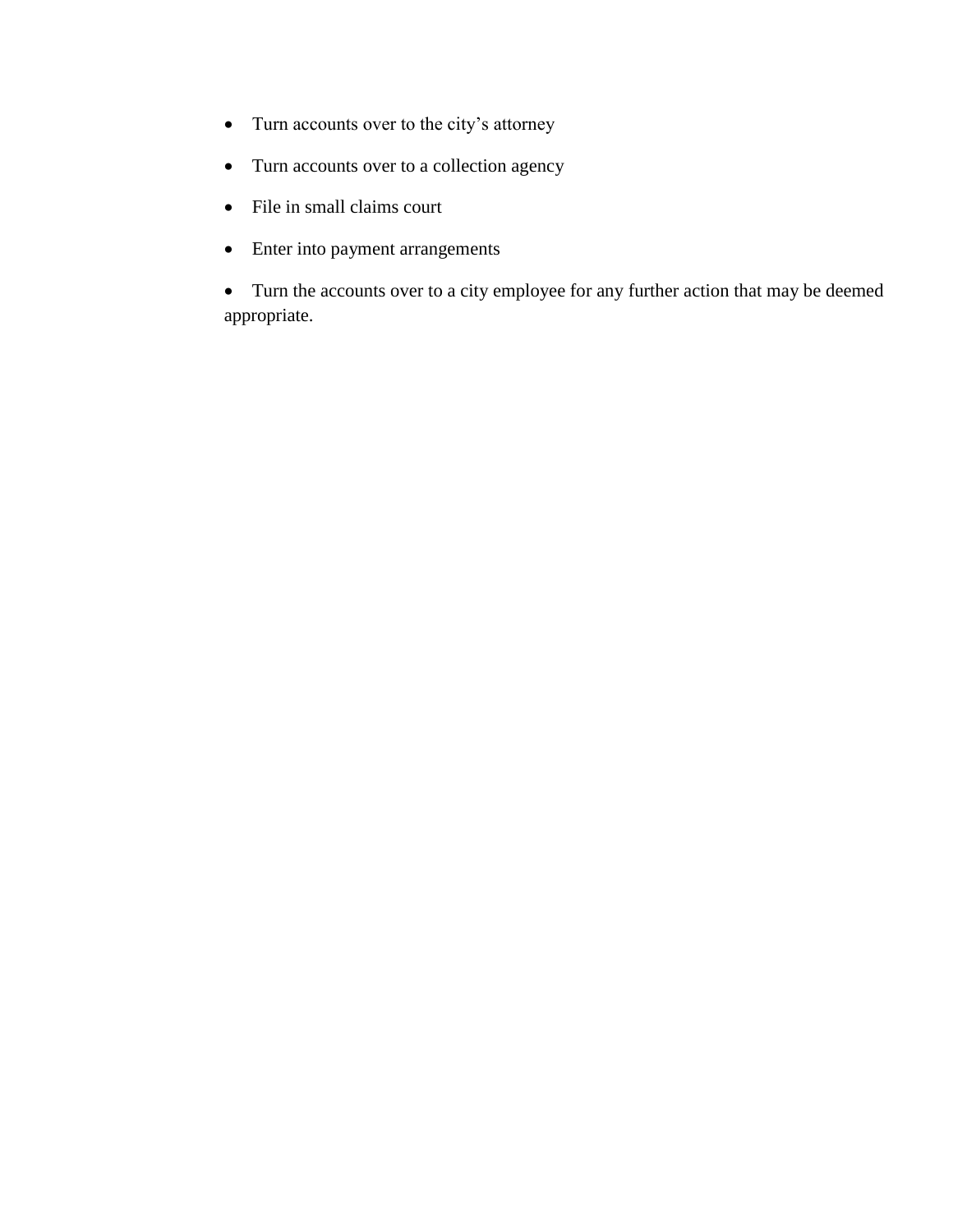- Turn accounts over to the city's attorney
- Turn accounts over to a collection agency
- File in small claims court
- Enter into payment arrangements
- Turn the accounts over to a city employee for any further action that may be deemed appropriate.